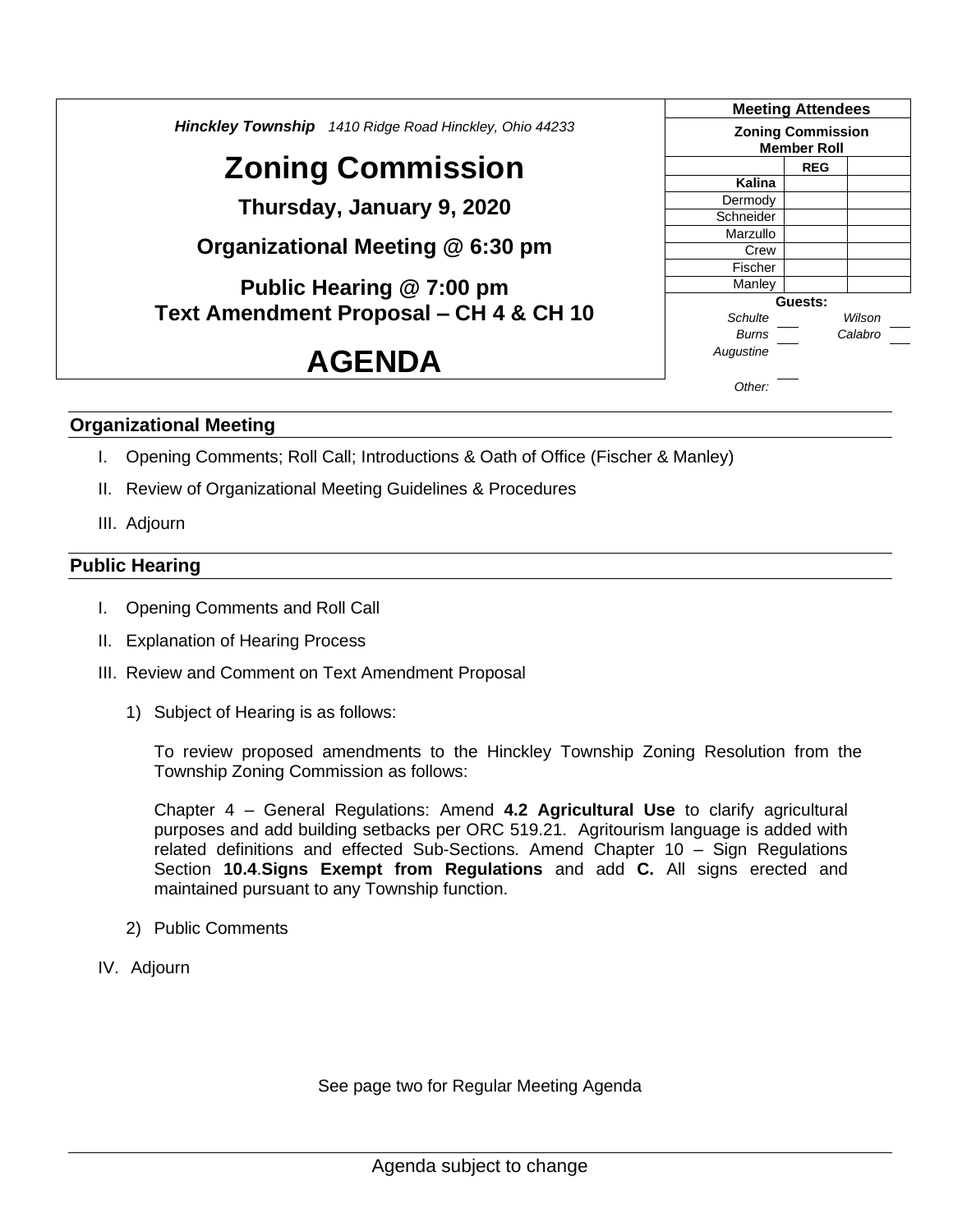***Hinckley Township*** *1410 Ridge Road Hinckley, Ohio 44233*

# Zoning Commission

**Thursday, January 9, 2020**

**Organizational Meeting @ 6:30 pm**

**Public Hearing @ 7:00 pm**
**Text Amendment Proposal – CH 4 & CH 10**

# AGENDA

| Meeting Attendees | | |
|---|---|---|
| **Zoning Commission Member Roll** | | |
| | **REG** | |
| **Kalina** | | |
| Dermody | | |
| Schneider | | |
| Marzullo | | |
| Crew | | |
| Fischer | | |
| Manley | | |

**Guests:**

*Schulte* ___ *Wilson* ___
*Burns* ___ *Calabro* ___
*Augustine*

*Other:* ___

## Organizational Meeting

I. Opening Comments; Roll Call; Introductions & Oath of Office (Fischer & Manley)

II. Review of Organizational Meeting Guidelines & Procedures

III. Adjourn

## Public Hearing

I. Opening Comments and Roll Call

II. Explanation of Hearing Process

III. Review and Comment on Text Amendment Proposal

1) Subject of Hearing is as follows:

   To review proposed amendments to the Hinckley Township Zoning Resolution from the Township Zoning Commission as follows:

   Chapter 4 – General Regulations: Amend **4.2 Agricultural Use** to clarify agricultural purposes and add building setbacks per ORC 519.21. Agritourism language is added with related definitions and effected Sub-Sections. Amend Chapter 10 – Sign Regulations Section **10.4**.**Signs Exempt from Regulations** and add **C.** All signs erected and maintained pursuant to any Township function.

2) Public Comments

IV. Adjourn

See page two for Regular Meeting Agenda

Agenda subject to change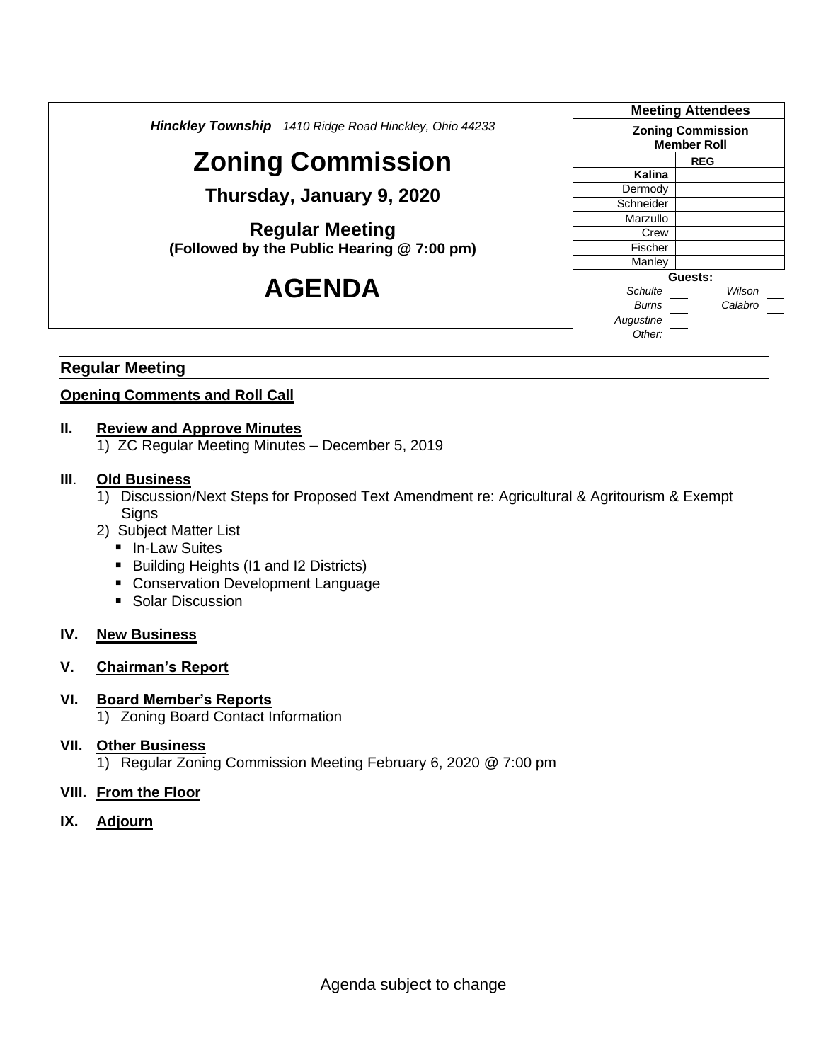*Hinckley Township* *1410 Ridge Road Hinckley, Ohio 44233*

# Zoning Commission

**Thursday, January 9, 2020**

**Regular Meeting**
**(Followed by the Public Hearing @ 7:00 pm)**

# AGENDA

| Meeting Attendees | | |
|---|---|---|
| Zoning Commission Member Roll | | |
| | REG | |
| **Kalina** | | |
| Dermody | | |
| Schneider | | |
| Marzullo | | |
| Crew | | |
| Fischer | | |
| Manley | | |

**Guests:**

*Schulte* ___ *Wilson* ___
*Burns* ___ *Calabro* ___
*Augustine* ___
*Other:* ___

## Regular Meeting

**Opening Comments and Roll Call**

**II. Review and Approve Minutes**

1) ZC Regular Meeting Minutes – December 5, 2019

**III. Old Business**

1) Discussion/Next Steps for Proposed Text Amendment re: Agricultural & Agritourism & Exempt Signs
2) Subject Matter List
   - In-Law Suites
   - Building Heights (I1 and I2 Districts)
   - Conservation Development Language
   - Solar Discussion

**IV. New Business**

**V. Chairman's Report**

**VI. Board Member's Reports**

1) Zoning Board Contact Information

**VII. Other Business**

1) Regular Zoning Commission Meeting February 6, 2020 @ 7:00 pm

**VIII. From the Floor**

**IX. Adjourn**

Agenda subject to change